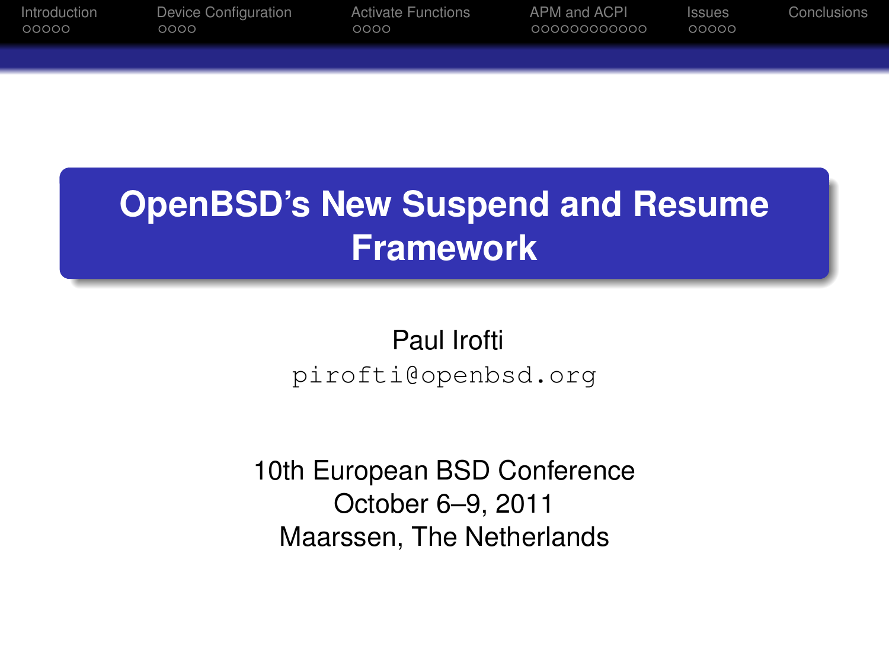# OpenBSD's New Suspend and Resume Framework

Paul Irofti

pirofti@openbsd.org

10th European BSD Conference
October 6–9, 2011
Maarssen, The Netherlands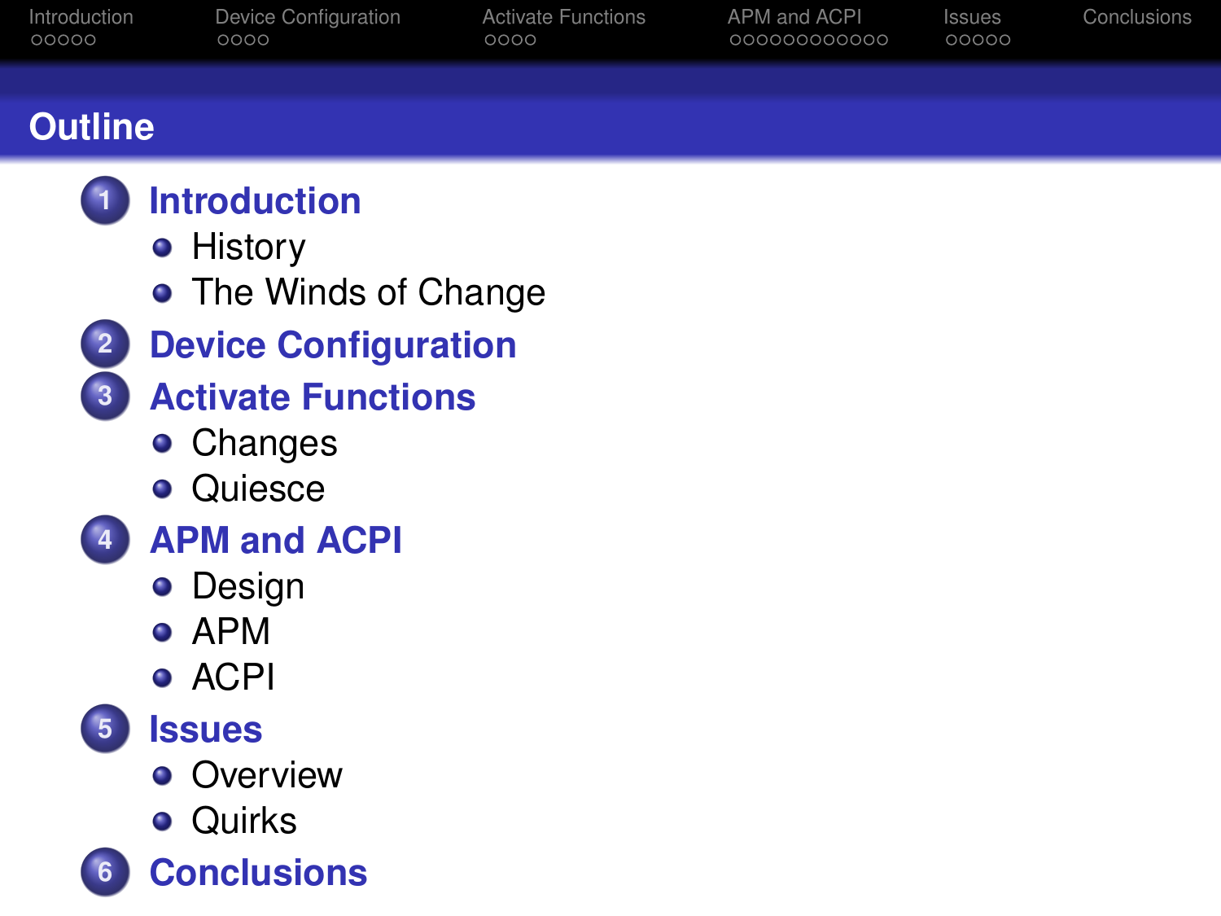# Outline

1. **Introduction**
   - History
   - The Winds of Change
2. **Device Configuration**
3. **Activate Functions**
   - Changes
   - Quiesce
4. **APM and ACPI**
   - Design
   - APM
   - ACPI
5. **Issues**
   - Overview
   - Quirks
6. **Conclusions**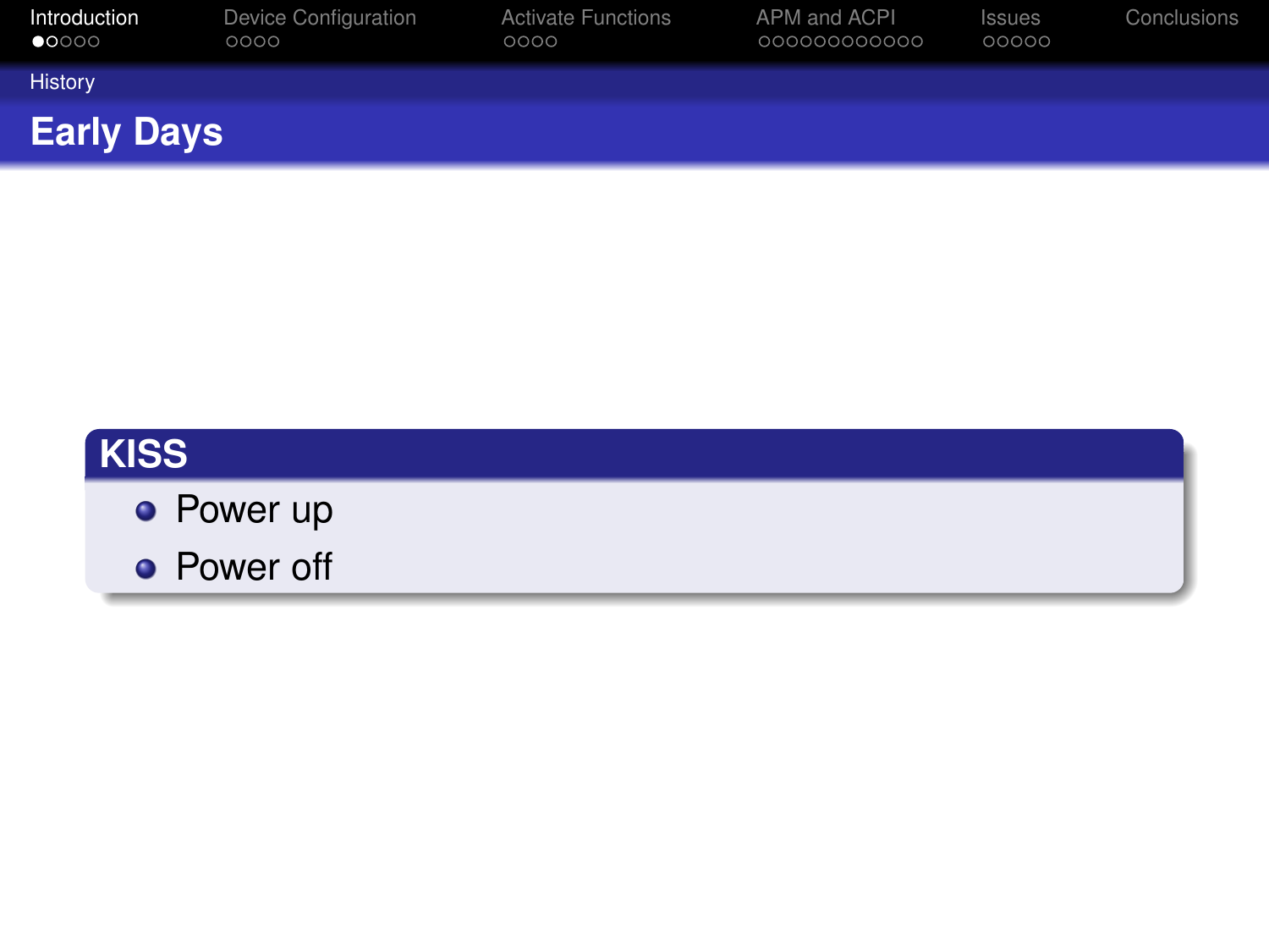## Early Days

**KISS**

- Power up
- Power off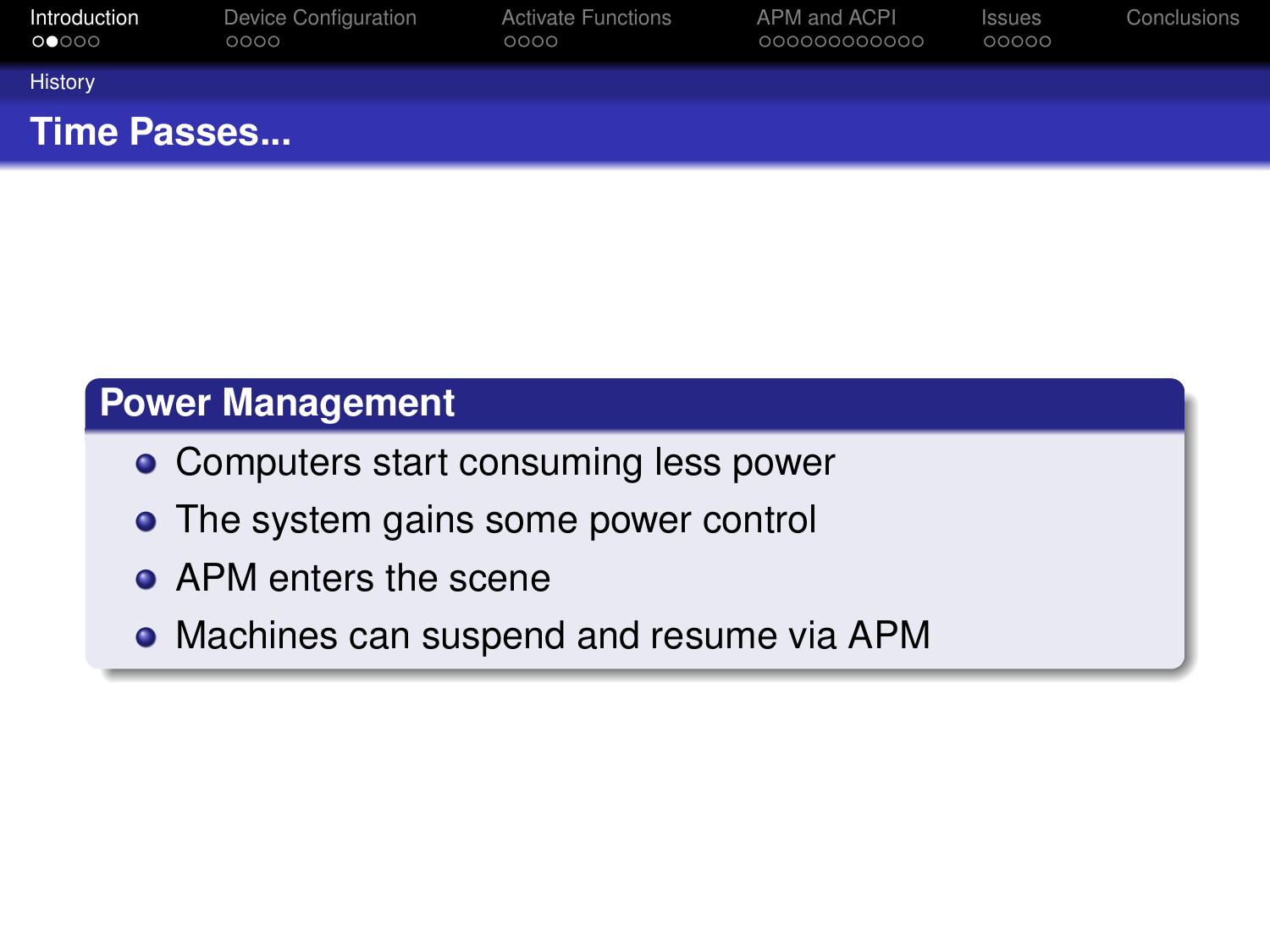## Time Passes...

### Power Management

- Computers start consuming less power
- The system gains some power control
- APM enters the scene
- Machines can suspend and resume via APM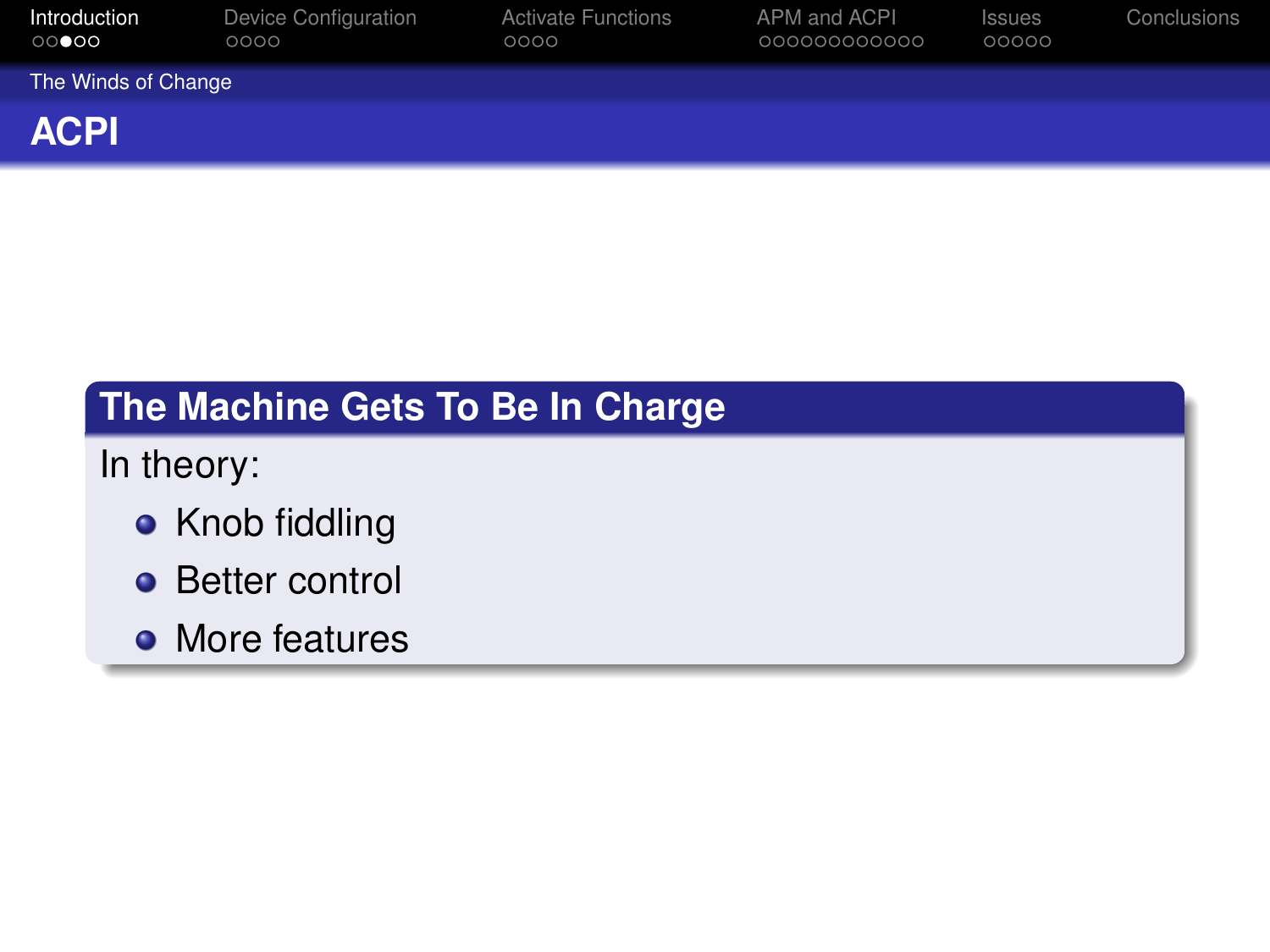## ACPI

### The Machine Gets To Be In Charge

In theory:

- Knob fiddling
- Better control
- More features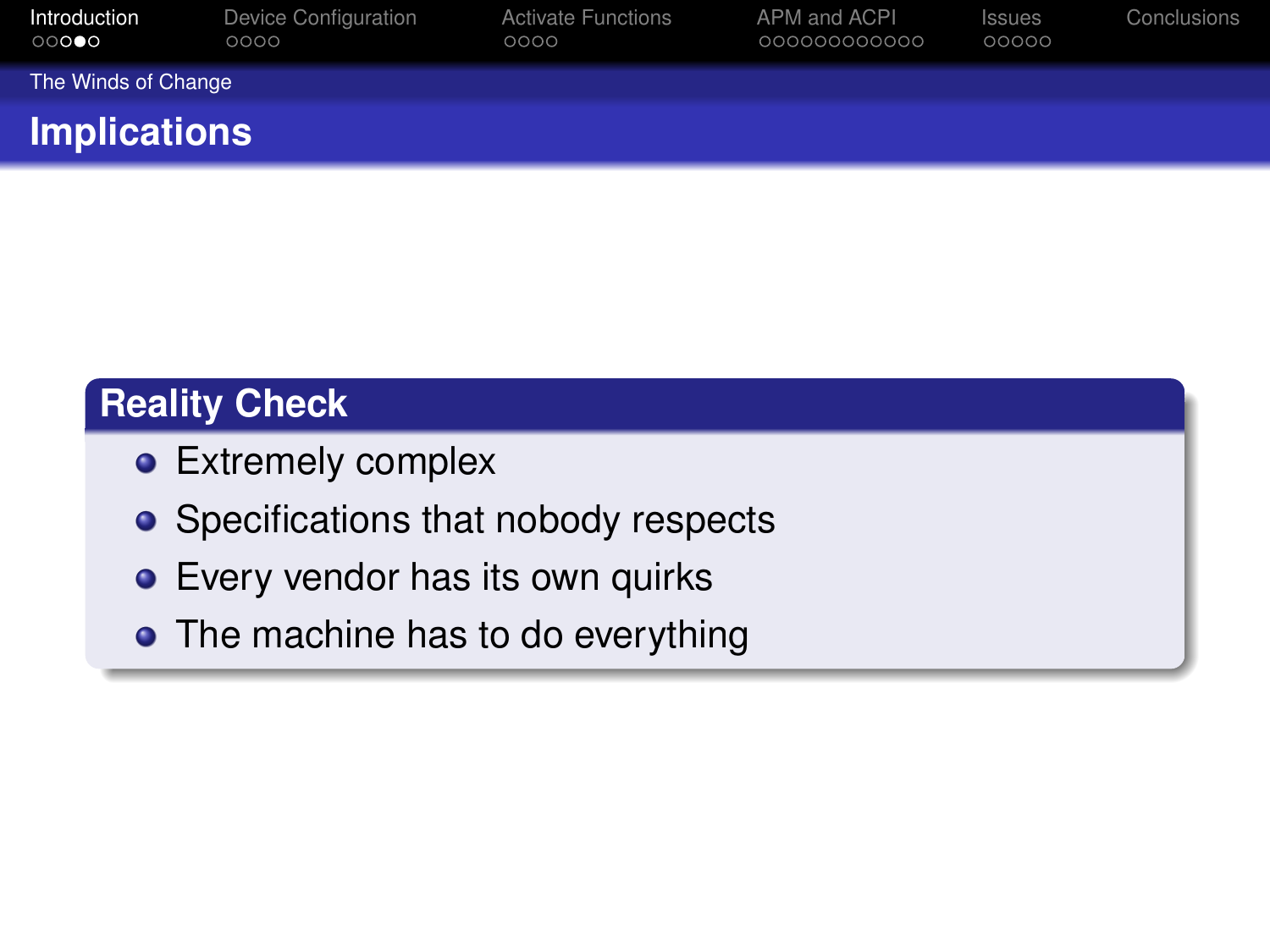## Implications

### Reality Check

- Extremely complex
- Specifications that nobody respects
- Every vendor has its own quirks
- The machine has to do everything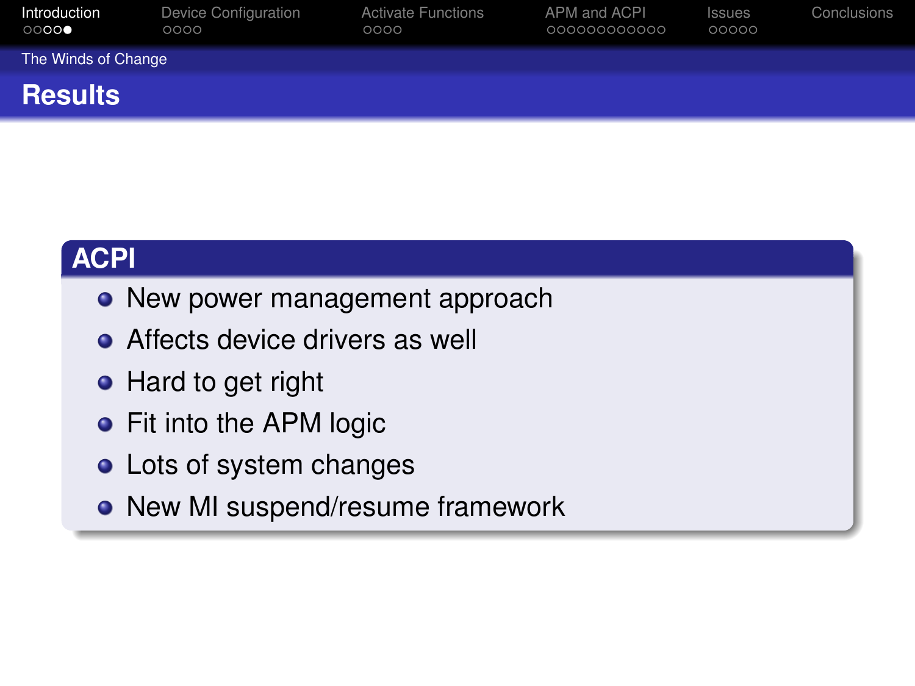## The Winds of Change

# Results

### ACPI

- New power management approach
- Affects device drivers as well
- Hard to get right
- Fit into the APM logic
- Lots of system changes
- New MI suspend/resume framework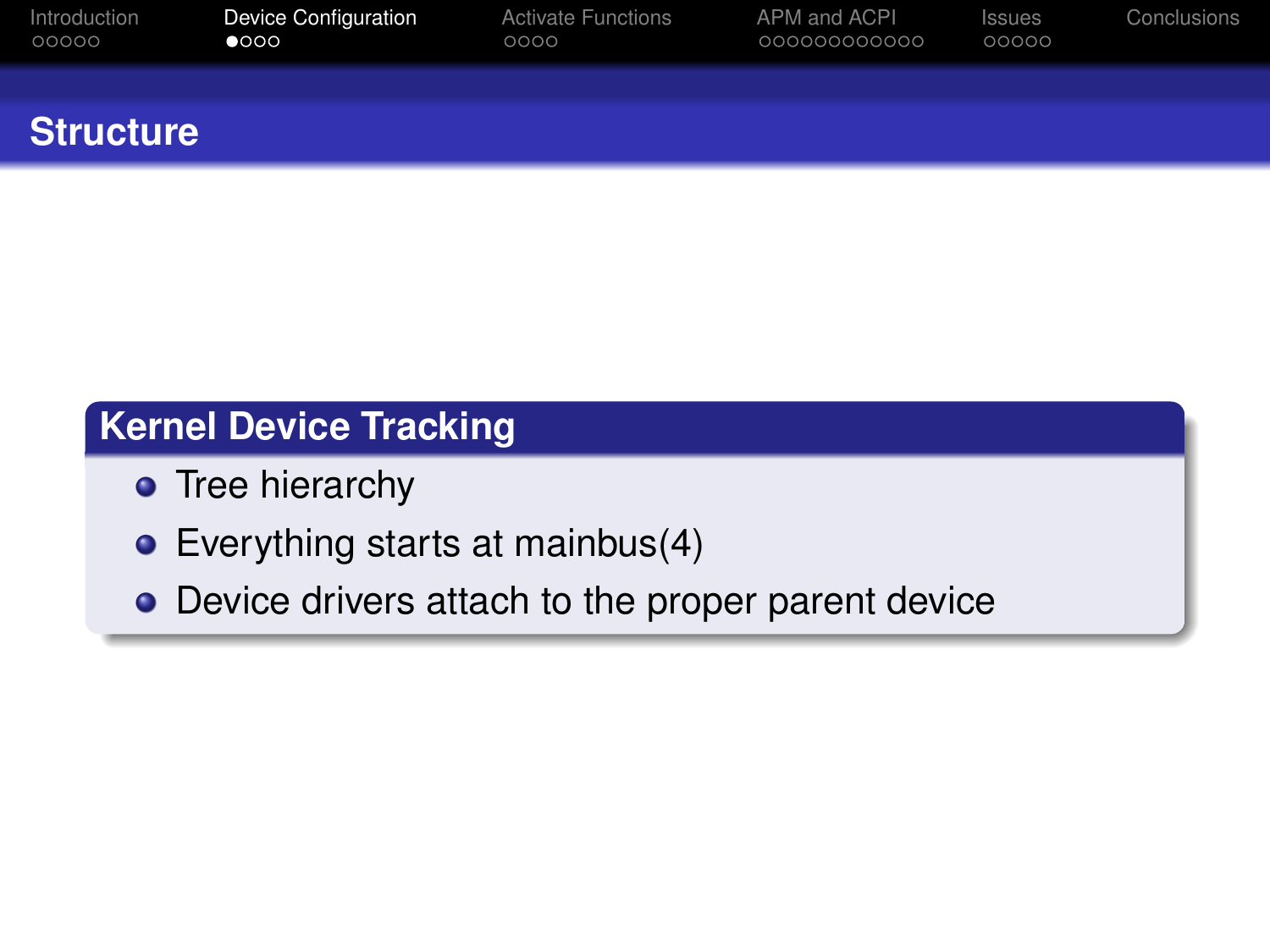# Structure

## Kernel Device Tracking

- Tree hierarchy
- Everything starts at mainbus(4)
- Device drivers attach to the proper parent device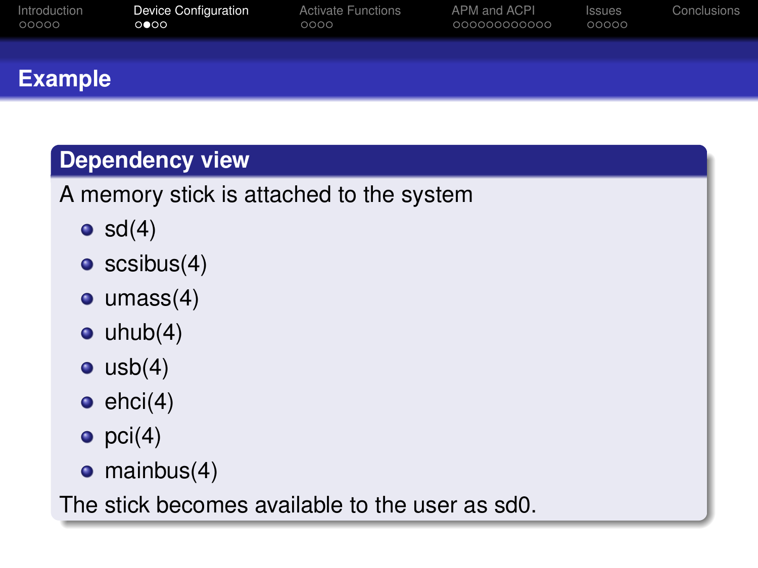# Example

## Dependency view

A memory stick is attached to the system

- sd(4)
- scsibus(4)
- umass(4)
- uhub(4)
- usb(4)
- ehci(4)
- pci(4)
- mainbus(4)

The stick becomes available to the user as sd0.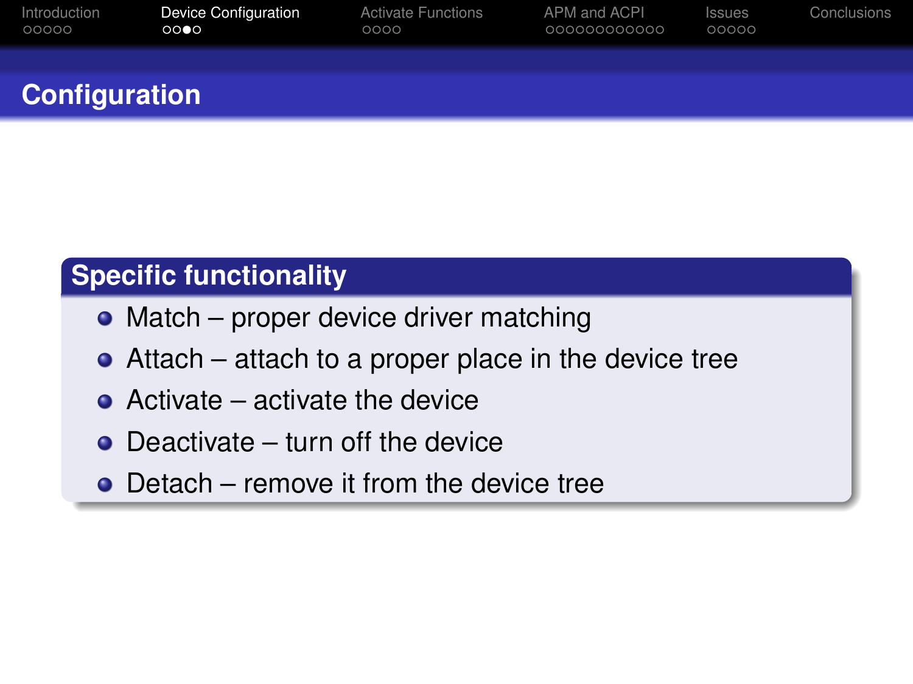# Configuration

## Specific functionality

- Match – proper device driver matching
- Attach – attach to a proper place in the device tree
- Activate – activate the device
- Deactivate – turn off the device
- Detach – remove it from the device tree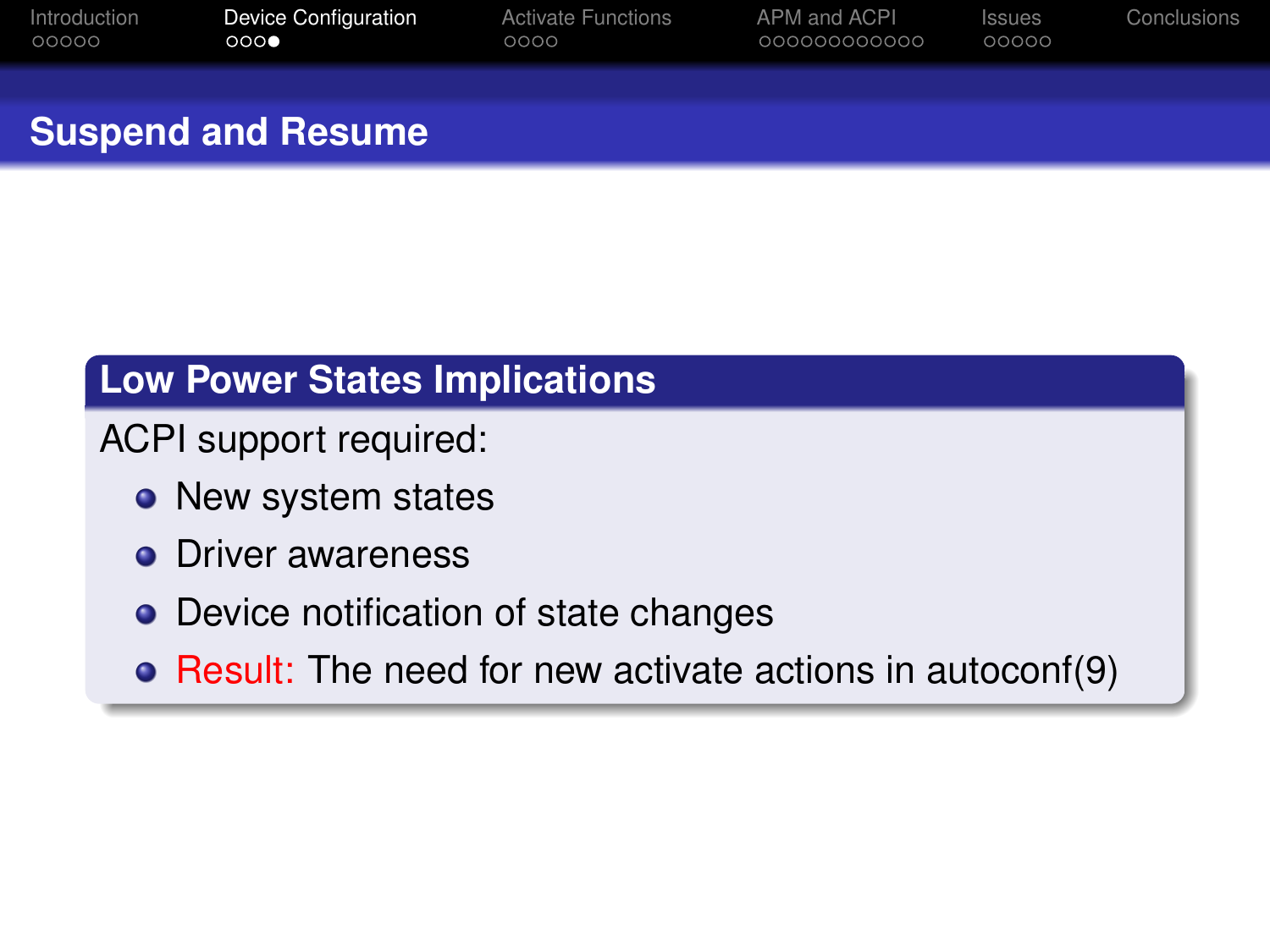## Suspend and Resume

### Low Power States Implications

ACPI support required:

- New system states
- Driver awareness
- Device notification of state changes
- Result: The need for new activate actions in autoconf(9)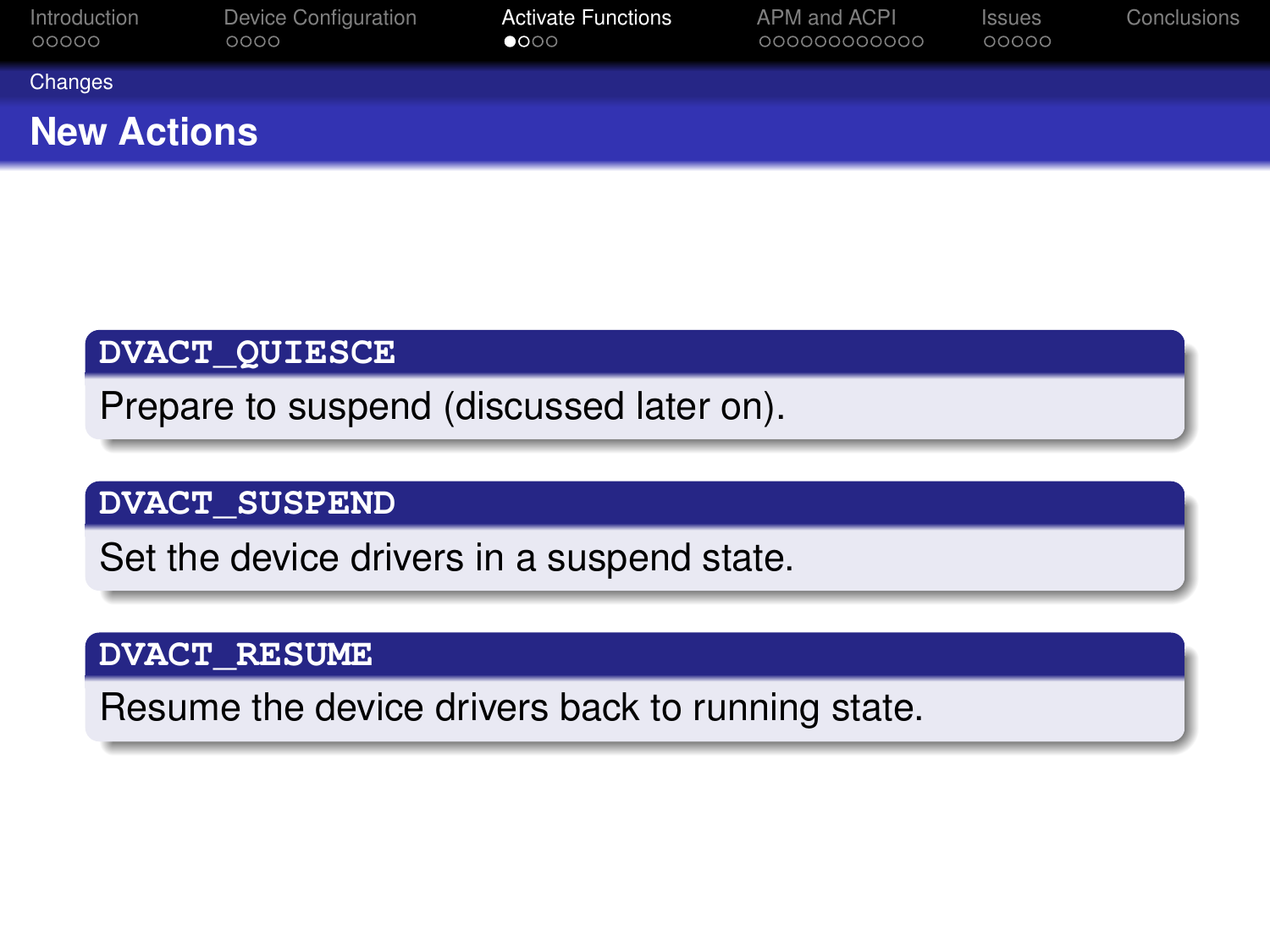## New Actions

**DVACT_QUIESCE**

Prepare to suspend (discussed later on).

**DVACT_SUSPEND**

Set the device drivers in a suspend state.

**DVACT_RESUME**

Resume the device drivers back to running state.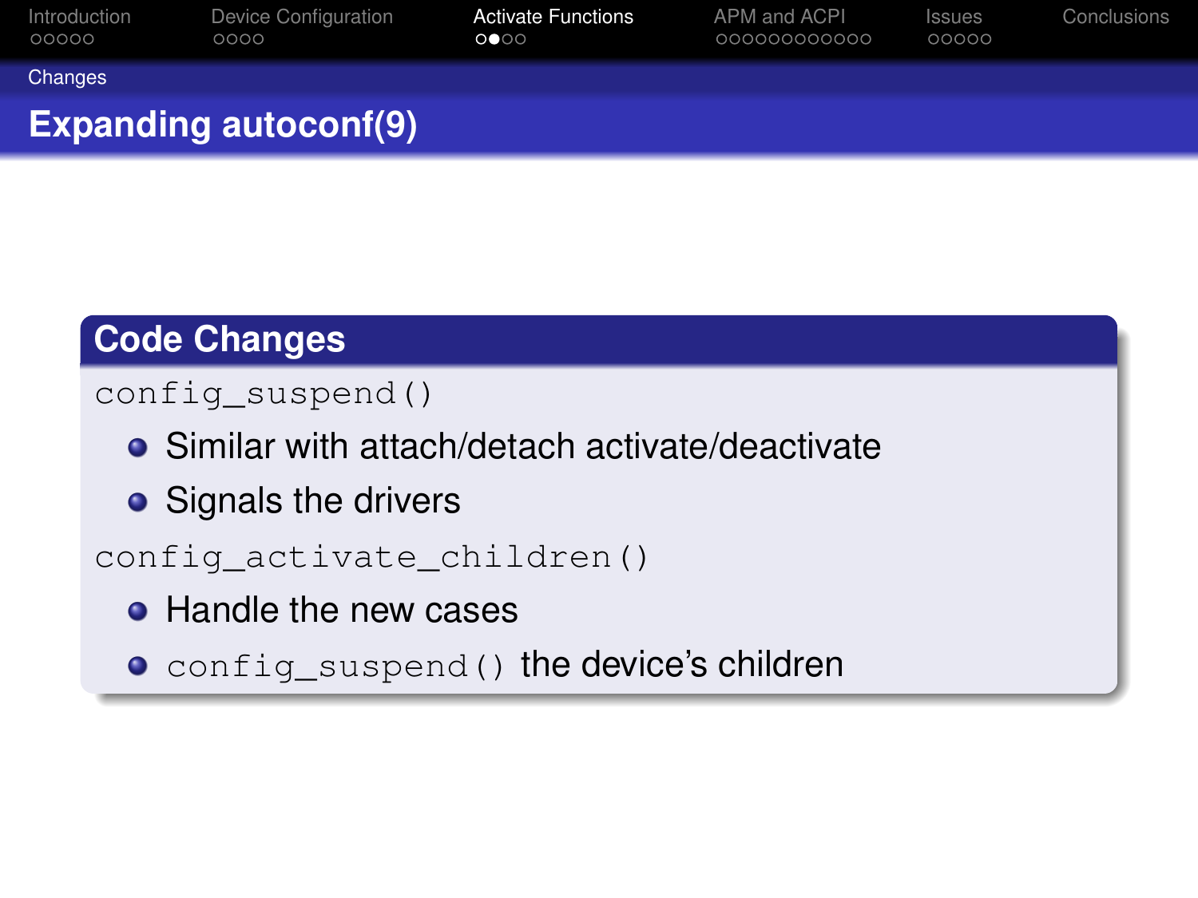## Changes

# Expanding autoconf(9)

### Code Changes

`config_suspend()`

- Similar with attach/detach activate/deactivate
- Signals the drivers

`config_activate_children()`

- Handle the new cases
- `config_suspend()` the device's children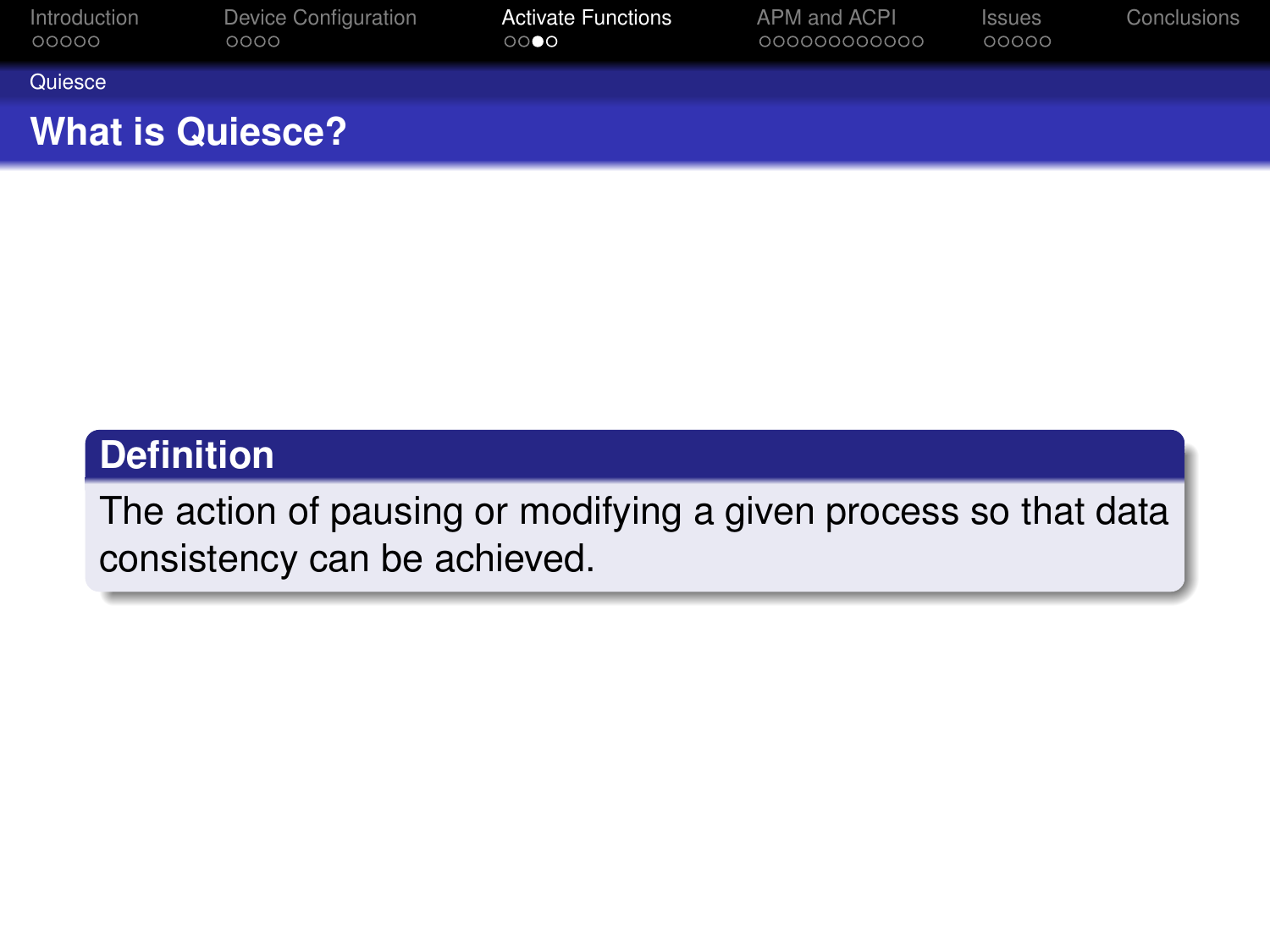## What is Quiesce?

**Definition**

The action of pausing or modifying a given process so that data consistency can be achieved.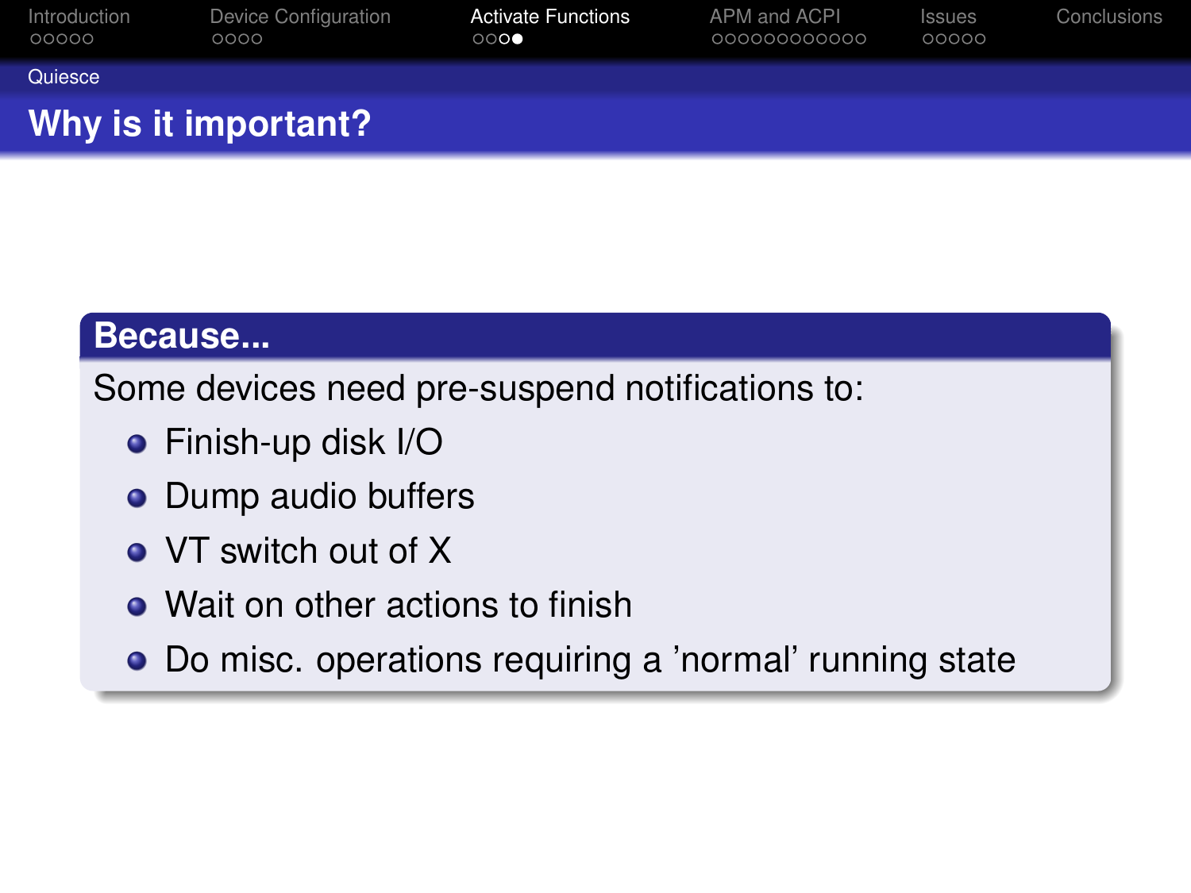## Why is it important?

**Because...**

Some devices need pre-suspend notifications to:

- Finish-up disk I/O
- Dump audio buffers
- VT switch out of X
- Wait on other actions to finish
- Do misc. operations requiring a 'normal' running state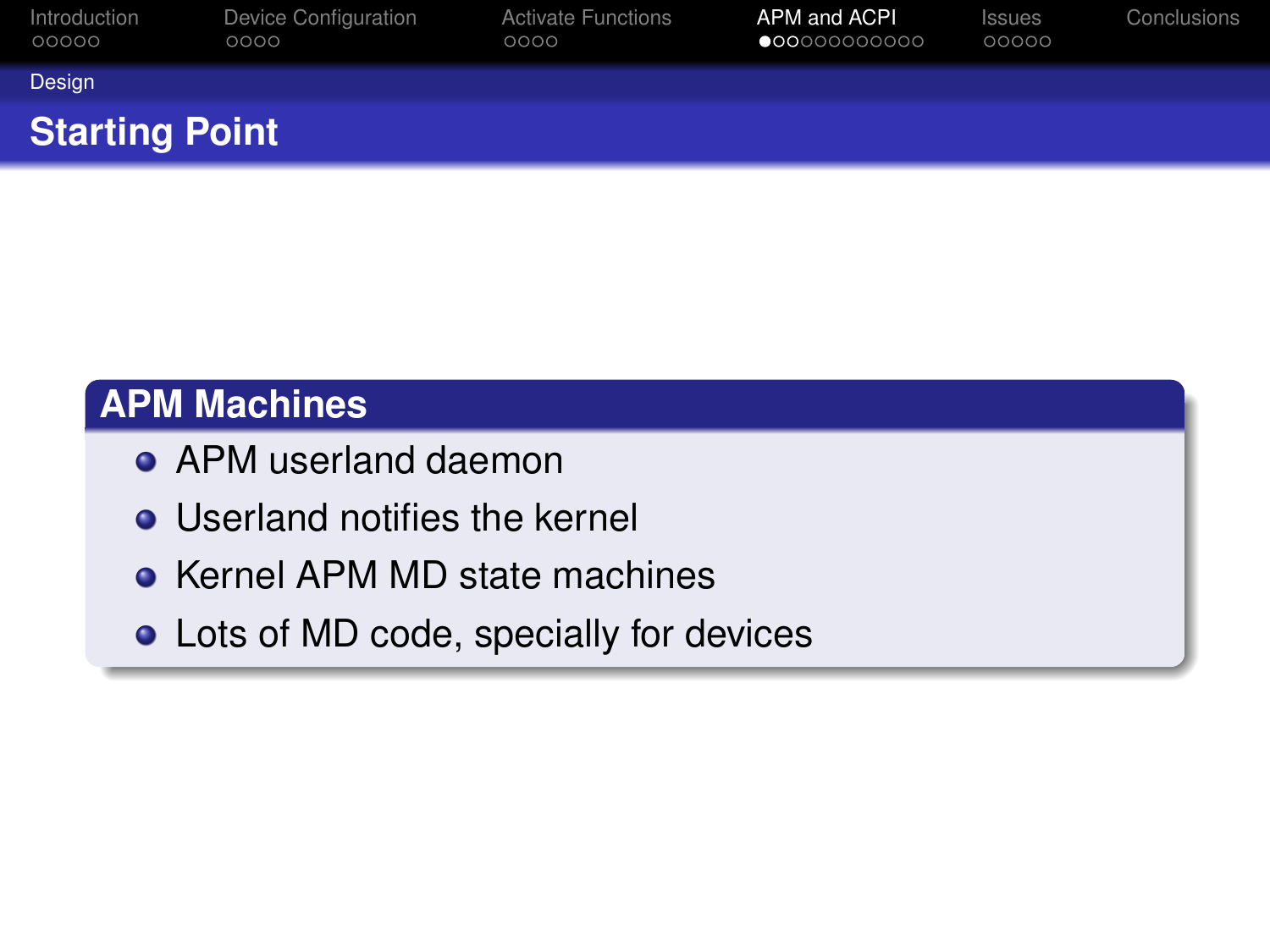## Starting Point

### APM Machines

- APM userland daemon
- Userland notifies the kernel
- Kernel APM MD state machines
- Lots of MD code, specially for devices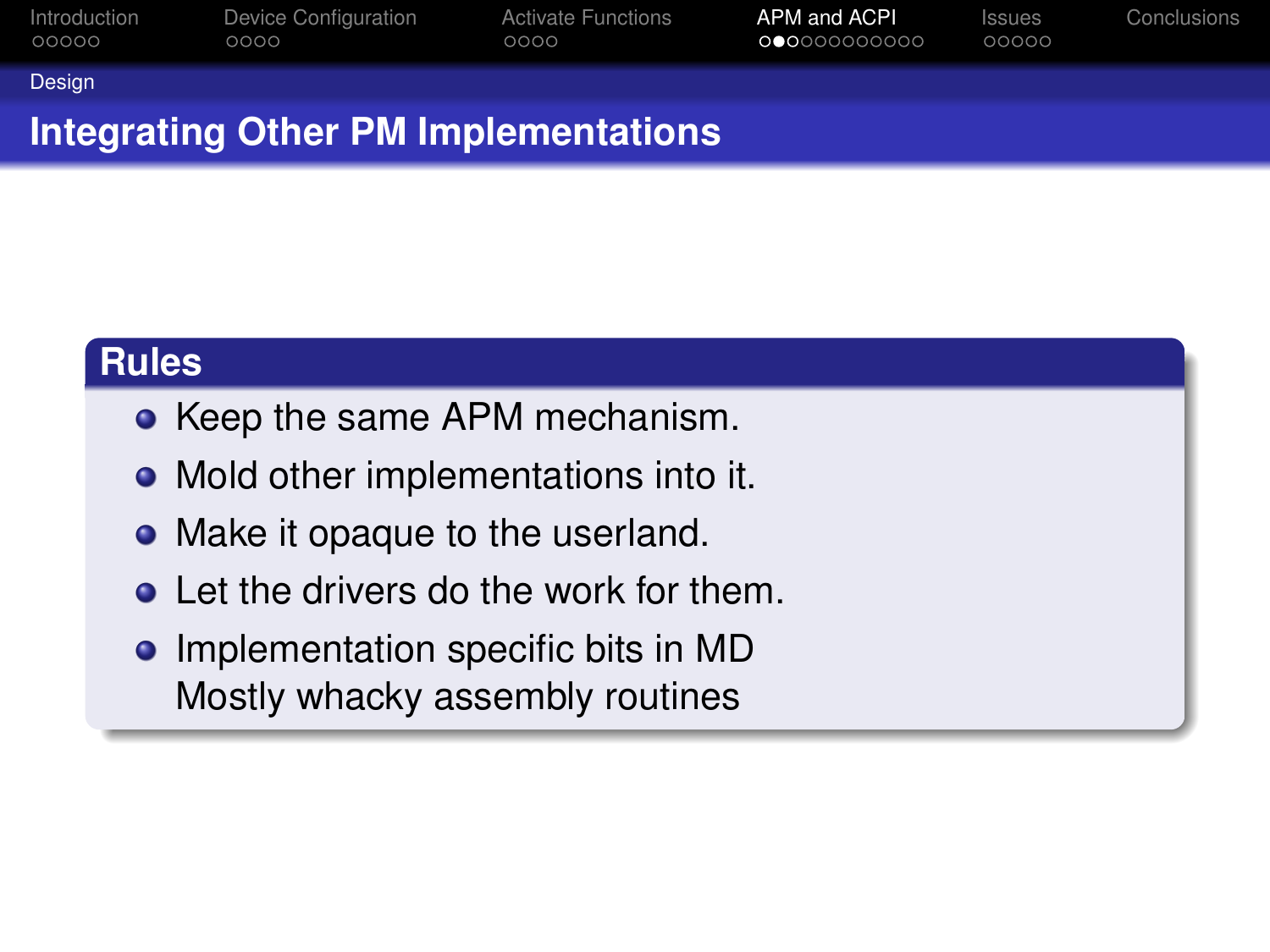## Integrating Other PM Implementations

### Rules

- Keep the same APM mechanism.
- Mold other implementations into it.
- Make it opaque to the userland.
- Let the drivers do the work for them.
- Implementation specific bits in MD
  Mostly whacky assembly routines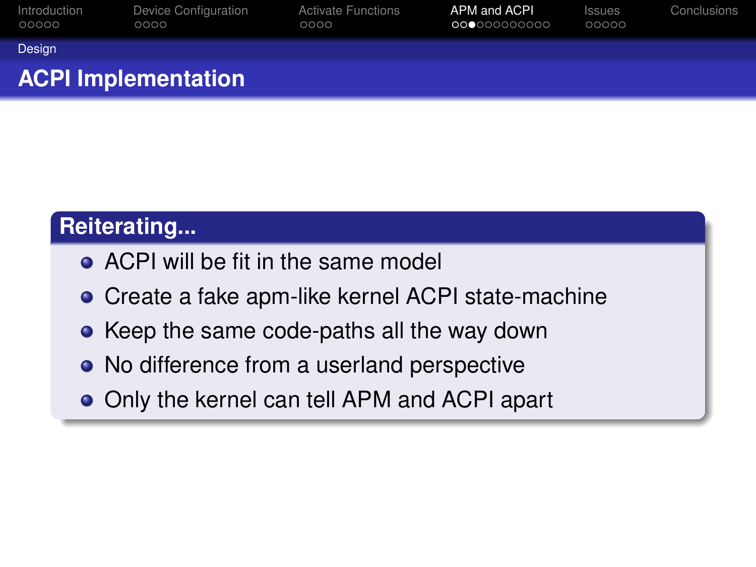## ACPI Implementation

### Reiterating...

- ACPI will be fit in the same model
- Create a fake apm-like kernel ACPI state-machine
- Keep the same code-paths all the way down
- No difference from a userland perspective
- Only the kernel can tell APM and ACPI apart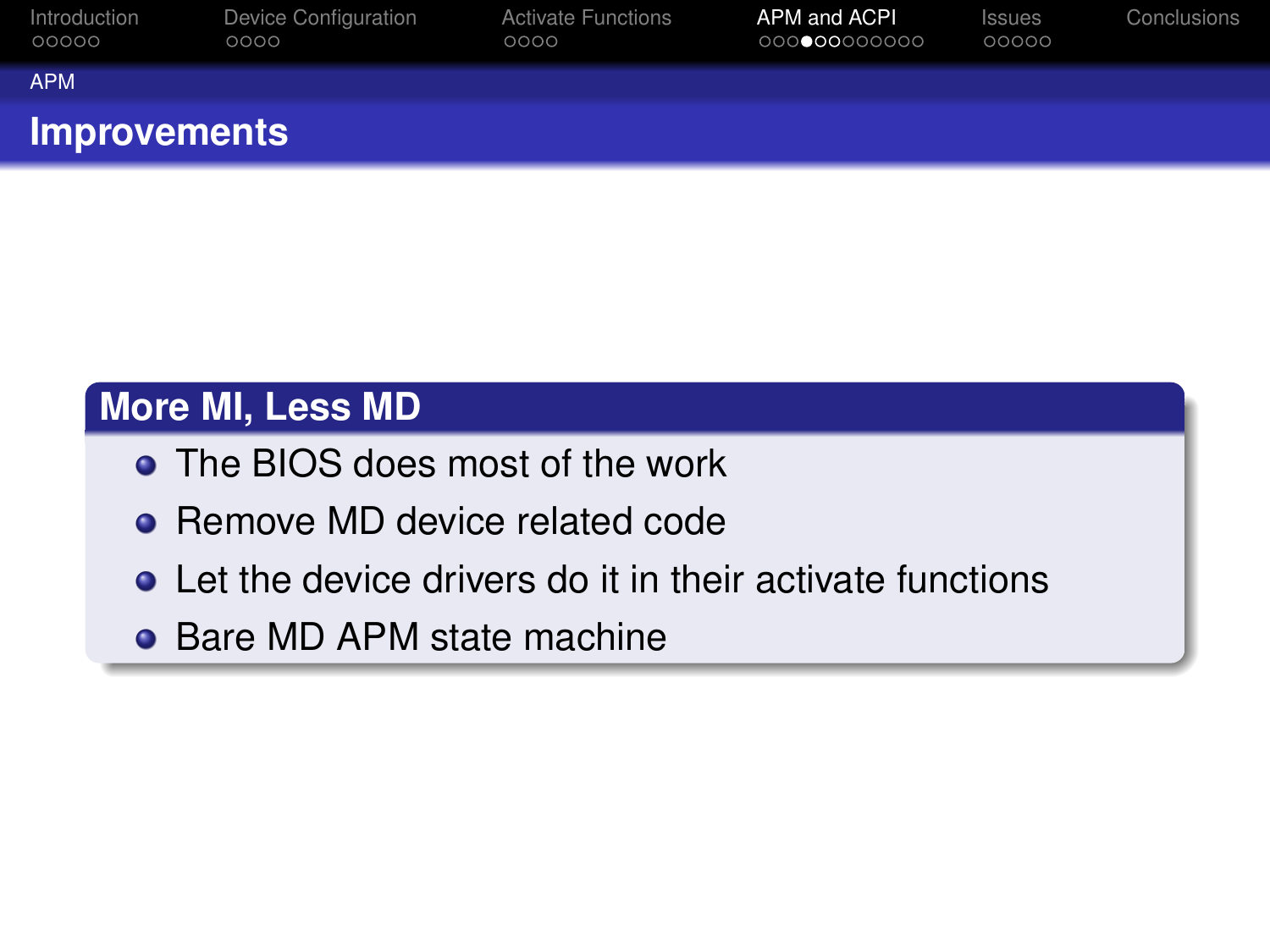## Improvements

### More MI, Less MD

- The BIOS does most of the work
- Remove MD device related code
- Let the device drivers do it in their activate functions
- Bare MD APM state machine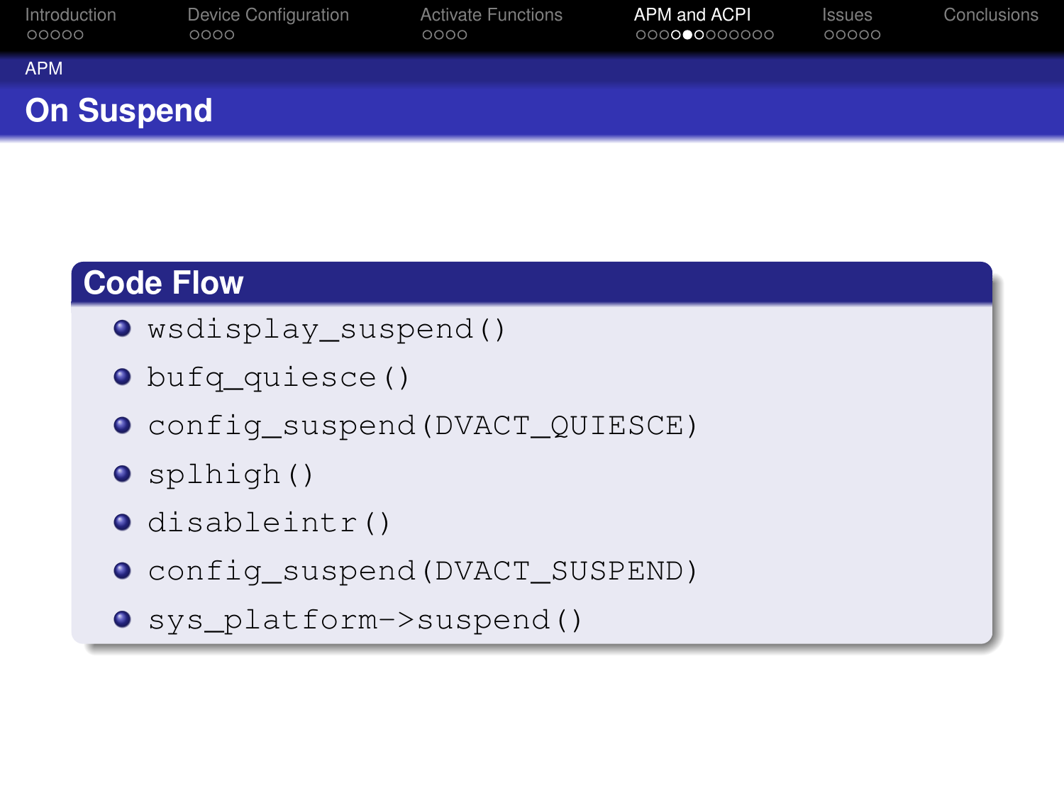## APM

# On Suspend

### Code Flow

- `wsdisplay_suspend()`
- `bufq_quiesce()`
- `config_suspend(DVACT_QUIESCE)`
- `splhigh()`
- `disableintr()`
- `config_suspend(DVACT_SUSPEND)`
- `sys_platform->suspend()`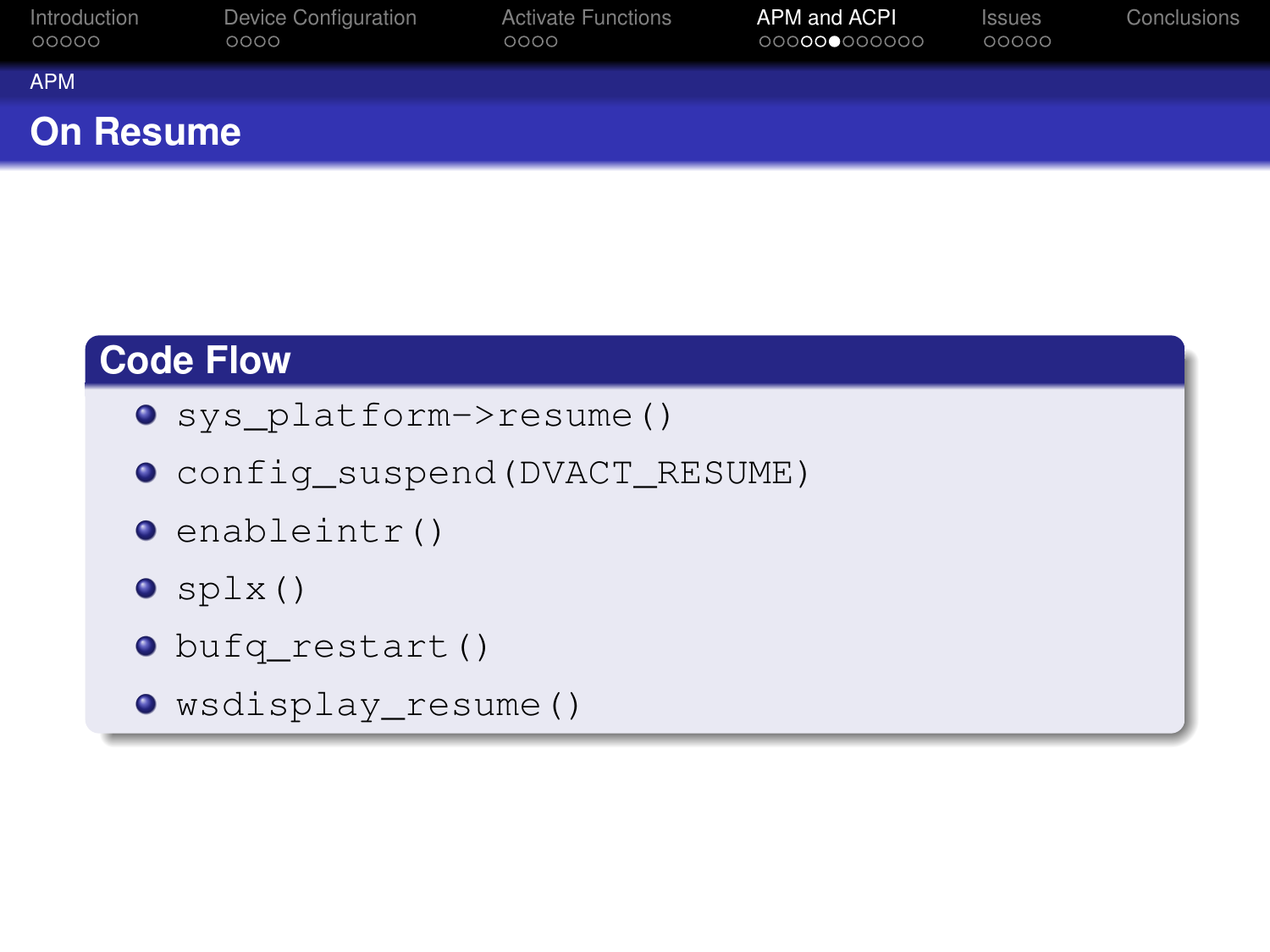## APM

# On Resume

### Code Flow

- `sys_platform->resume()`
- `config_suspend(DVACT_RESUME)`
- `enableintr()`
- `splx()`
- `bufq_restart()`
- `wsdisplay_resume()`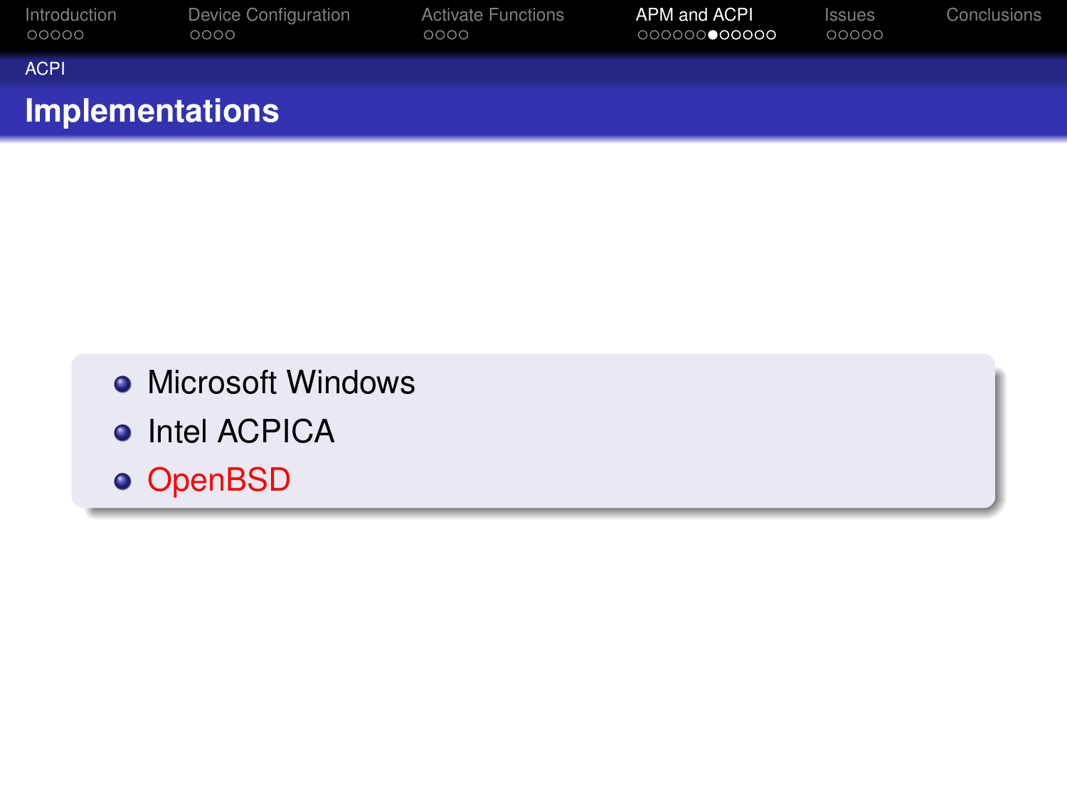## Implementations

- Microsoft Windows
- Intel ACPICA
- OpenBSD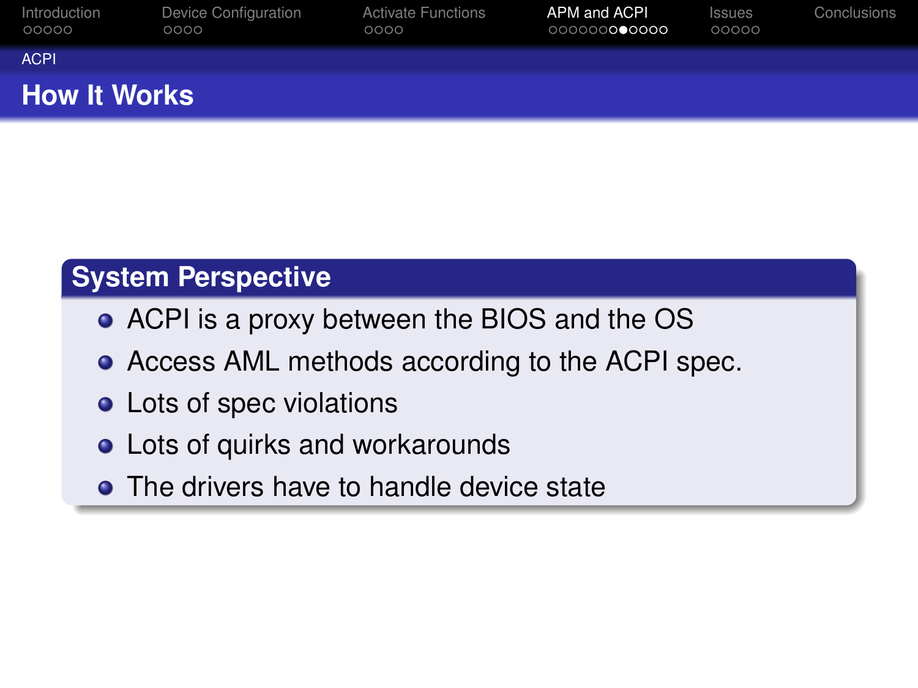## ACPI

# How It Works

### System Perspective

- ACPI is a proxy between the BIOS and the OS
- Access AML methods according to the ACPI spec.
- Lots of spec violations
- Lots of quirks and workarounds
- The drivers have to handle device state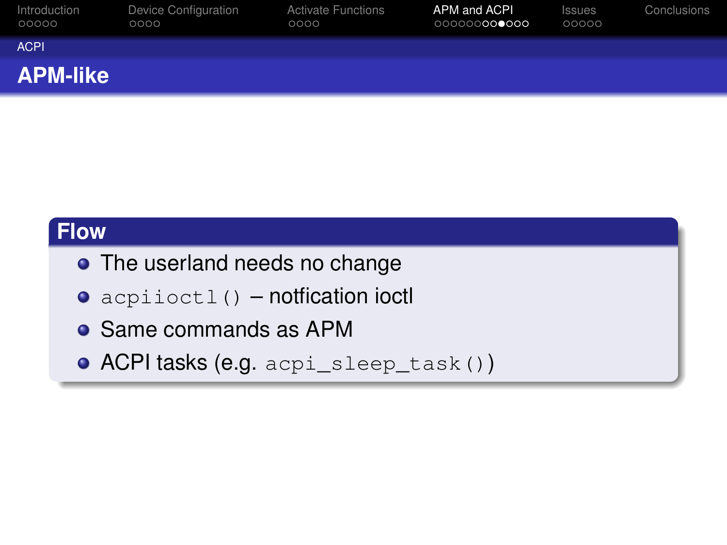## APM-like

### Flow

- The userland needs no change
- `acpiioctl()` – notfication ioctl
- Same commands as APM
- ACPI tasks (e.g. `acpi_sleep_task()`)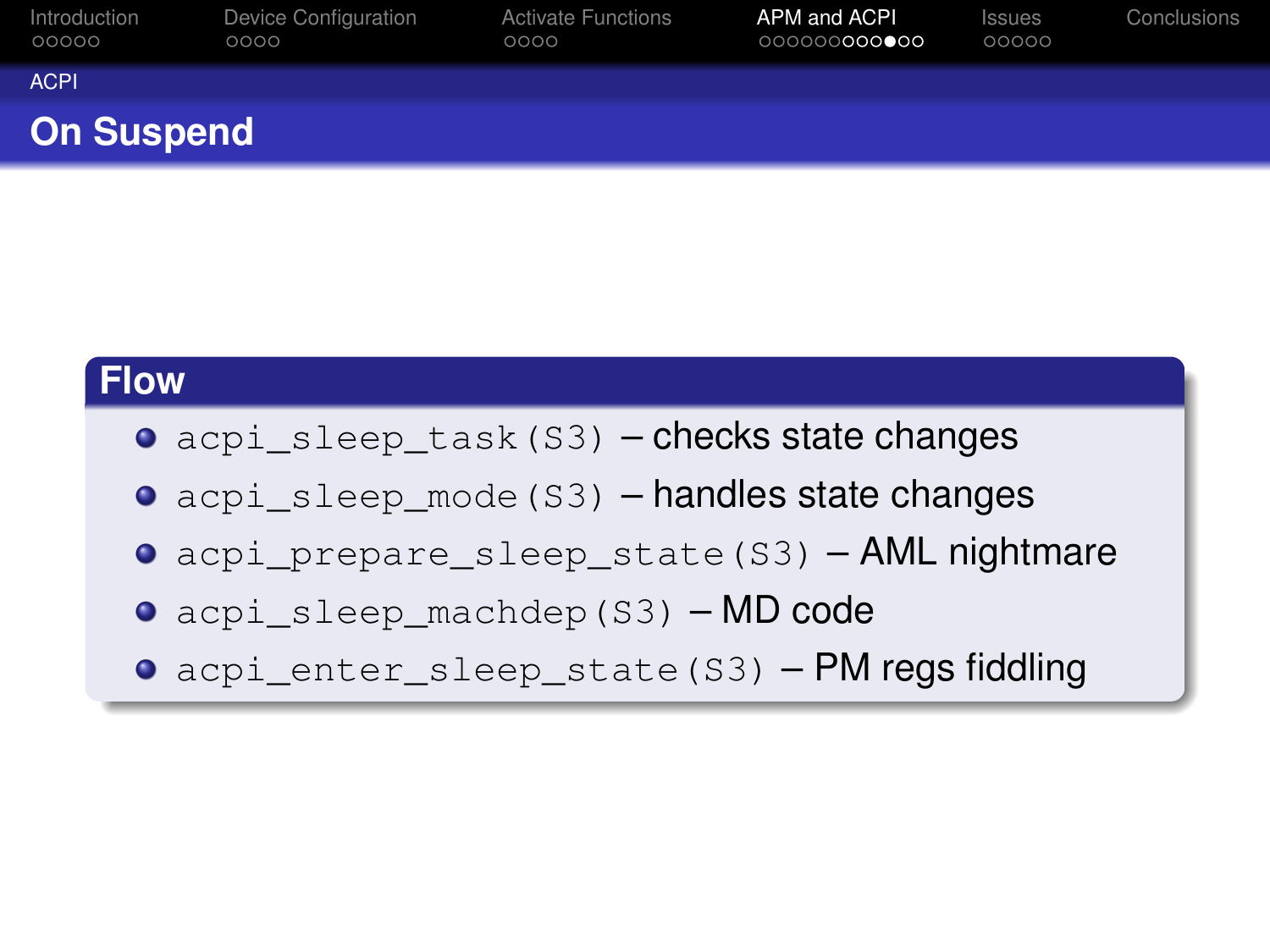## On Suspend

### Flow

- `acpi_sleep_task(S3)` – checks state changes
- `acpi_sleep_mode(S3)` – handles state changes
- `acpi_prepare_sleep_state(S3)` – AML nightmare
- `acpi_sleep_machdep(S3)` – MD code
- `acpi_enter_sleep_state(S3)` – PM regs fiddling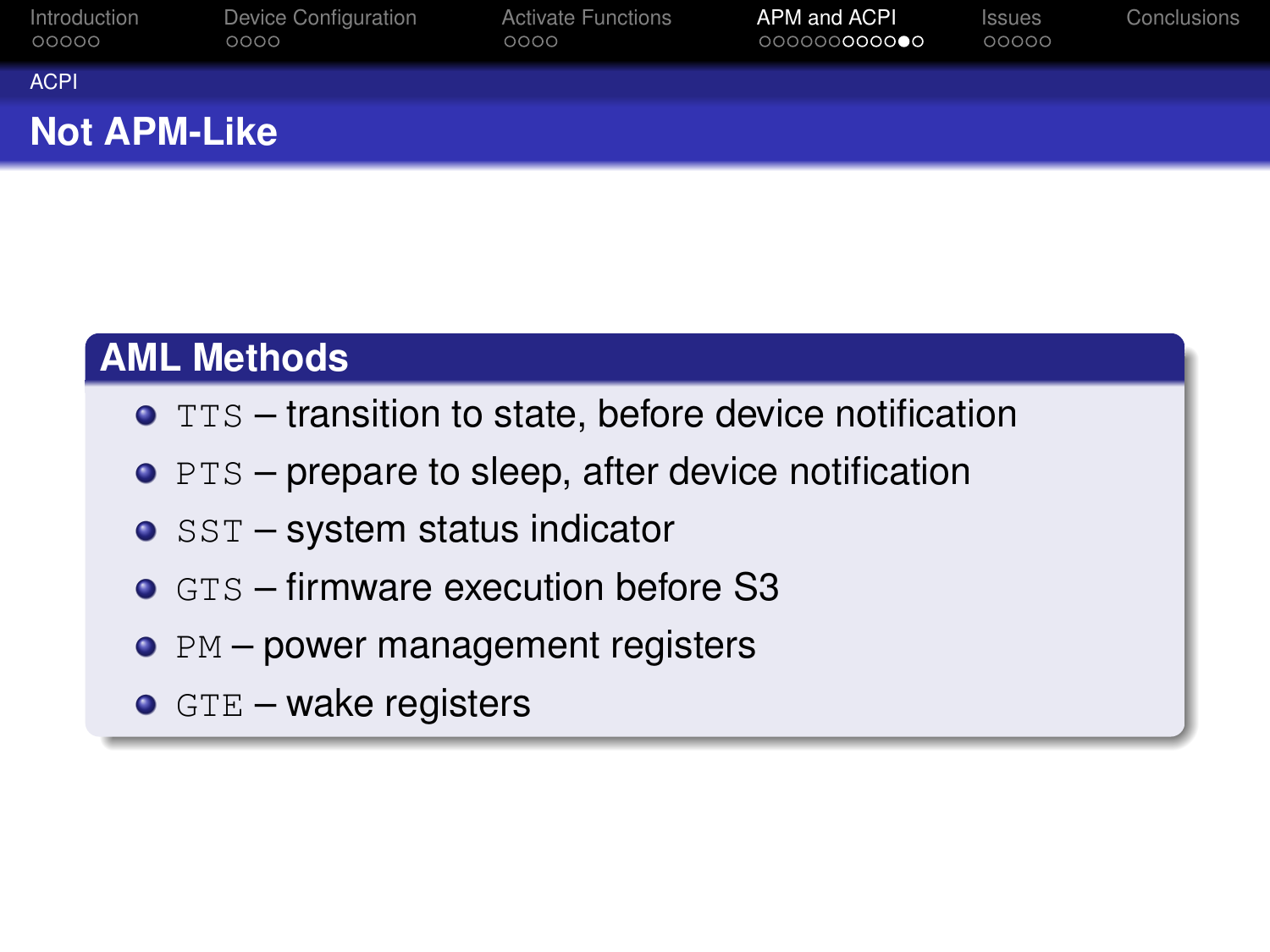## ACPI

# Not APM-Like

### AML Methods

- `TTS` – transition to state, before device notification
- `PTS` – prepare to sleep, after device notification
- `SST` – system status indicator
- `GTS` – firmware execution before S3
- `PM` – power management registers
- `GTE` – wake registers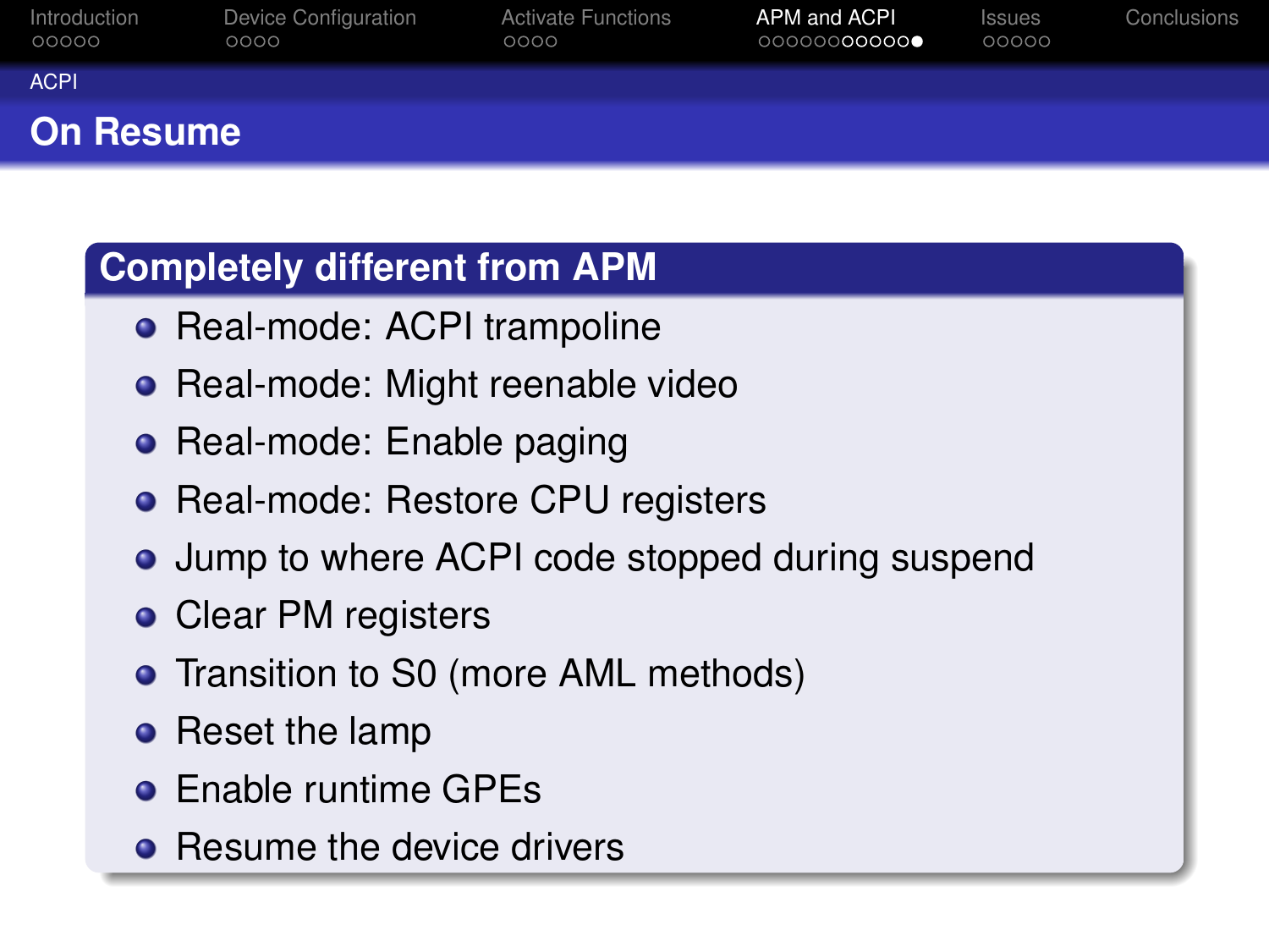## On Resume

### Completely different from APM

- Real-mode: ACPI trampoline
- Real-mode: Might reenable video
- Real-mode: Enable paging
- Real-mode: Restore CPU registers
- Jump to where ACPI code stopped during suspend
- Clear PM registers
- Transition to S0 (more AML methods)
- Reset the lamp
- Enable runtime GPEs
- Resume the device drivers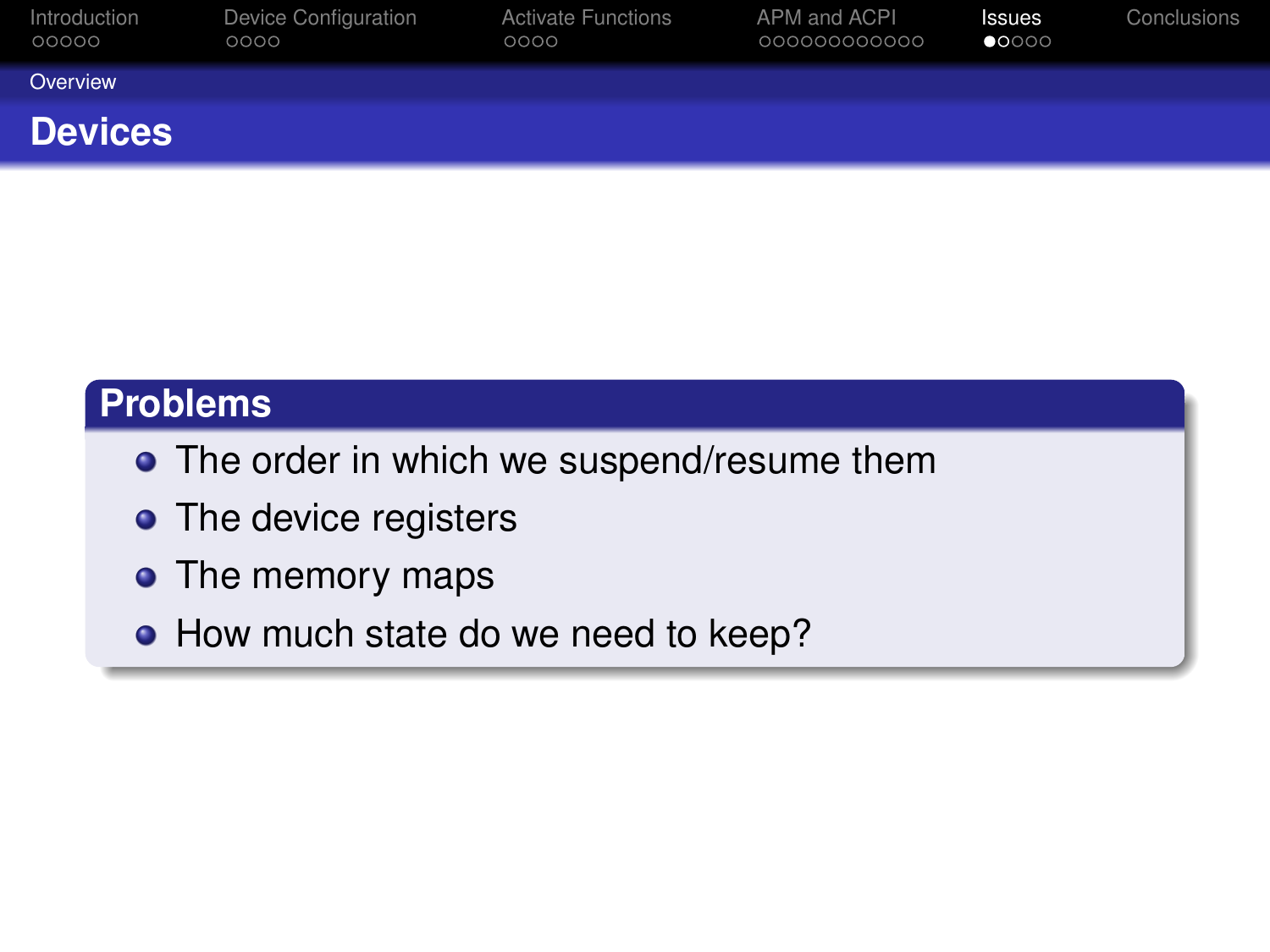## Devices

### Problems

- The order in which we suspend/resume them
- The device registers
- The memory maps
- How much state do we need to keep?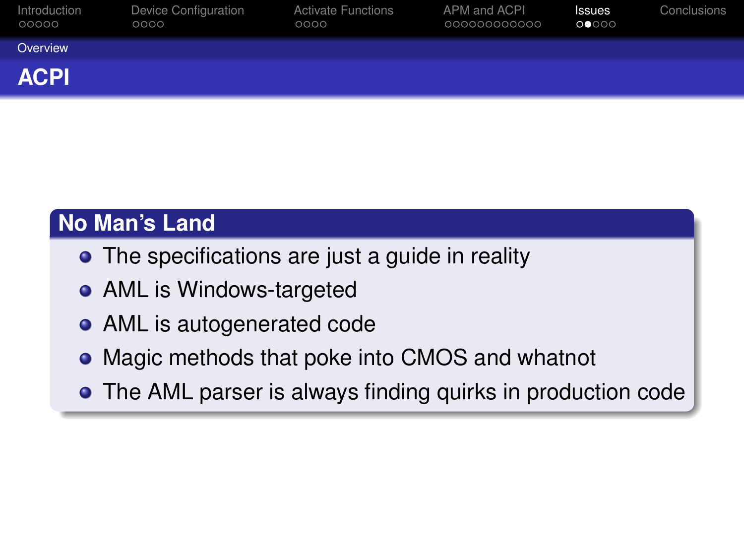## ACPI

### No Man's Land

- The specifications are just a guide in reality
- AML is Windows-targeted
- AML is autogenerated code
- Magic methods that poke into CMOS and whatnot
- The AML parser is always finding quirks in production code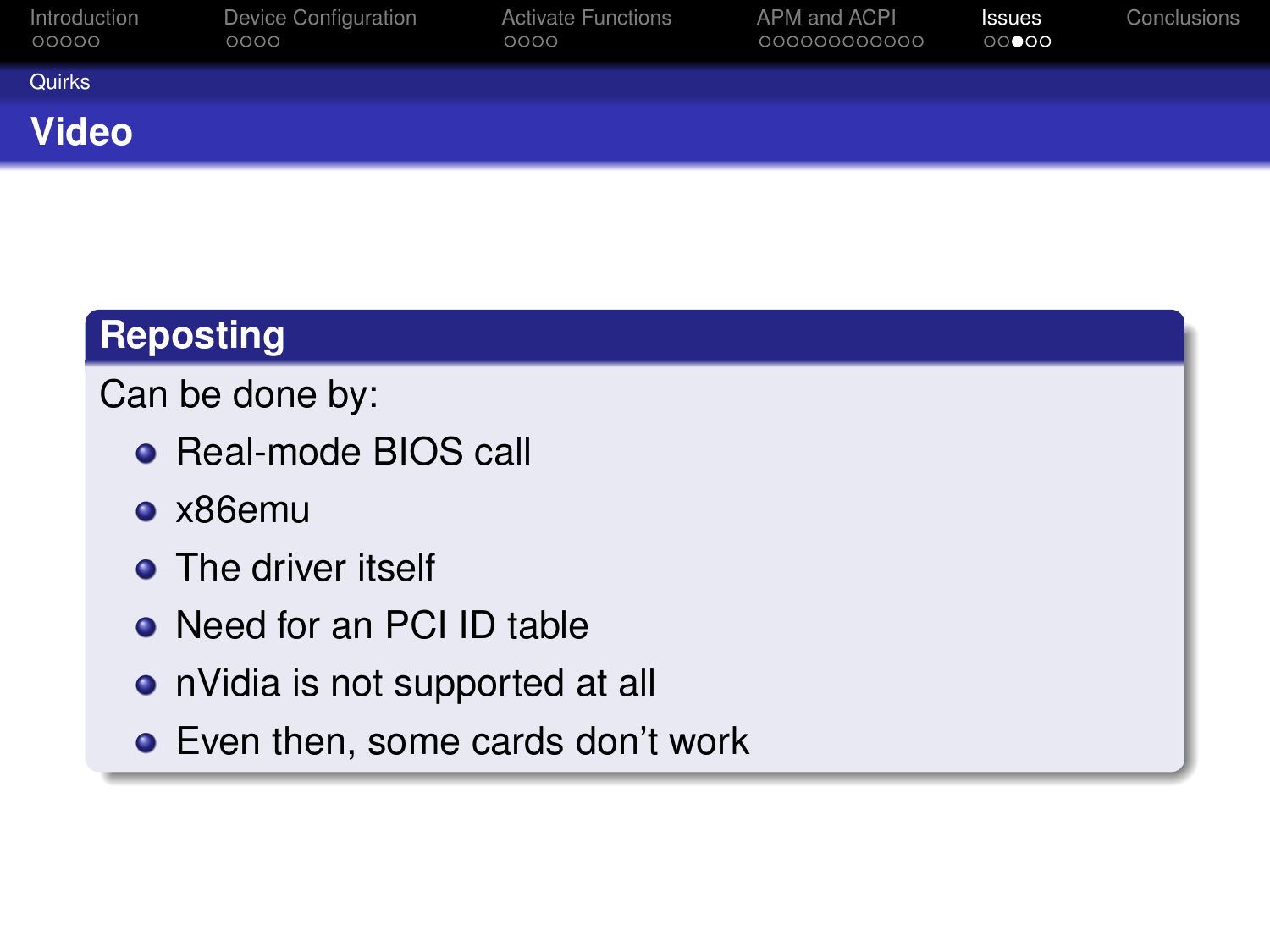## Video

### Reposting

Can be done by:

- Real-mode BIOS call
- x86emu
- The driver itself
- Need for an PCI ID table
- nVidia is not supported at all
- Even then, some cards don’t work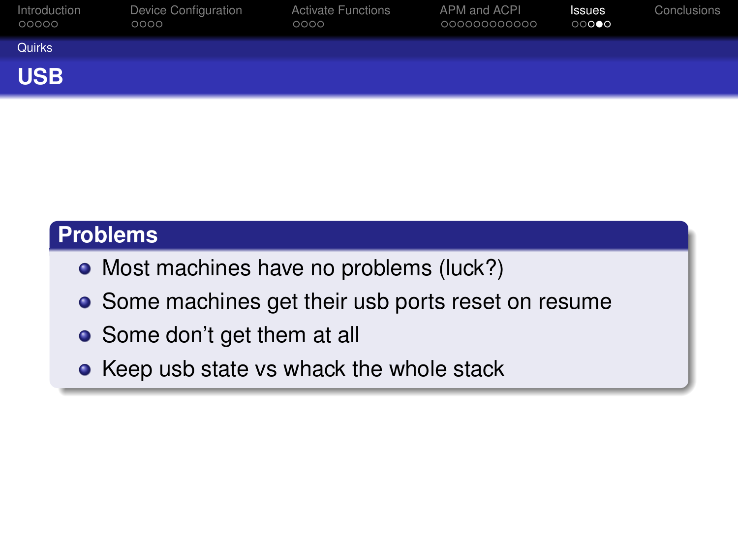## USB

### Problems

- Most machines have no problems (luck?)
- Some machines get their usb ports reset on resume
- Some don't get them at all
- Keep usb state vs whack the whole stack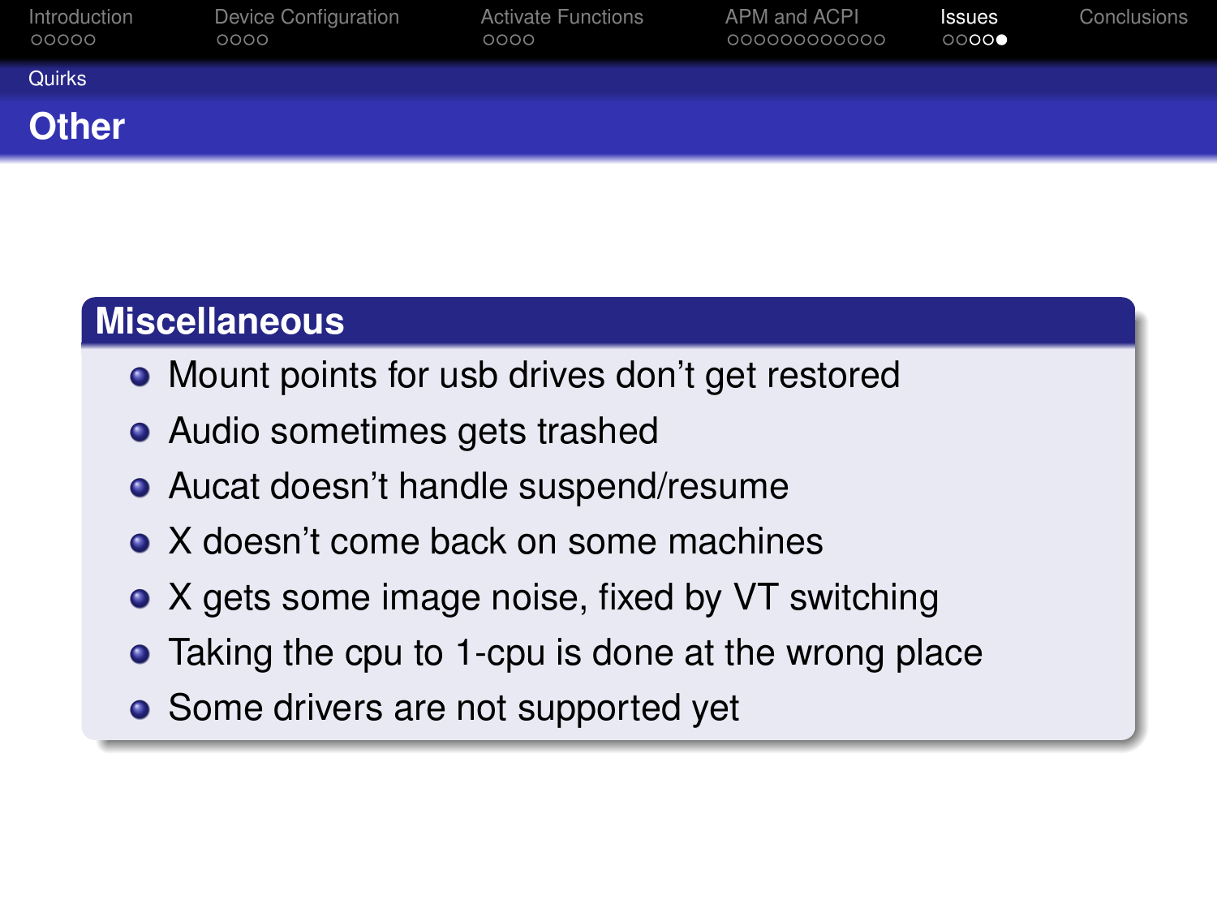## Other

### Miscellaneous

- Mount points for usb drives don't get restored
- Audio sometimes gets trashed
- Aucat doesn't handle suspend/resume
- X doesn't come back on some machines
- X gets some image noise, fixed by VT switching
- Taking the cpu to 1-cpu is done at the wrong place
- Some drivers are not supported yet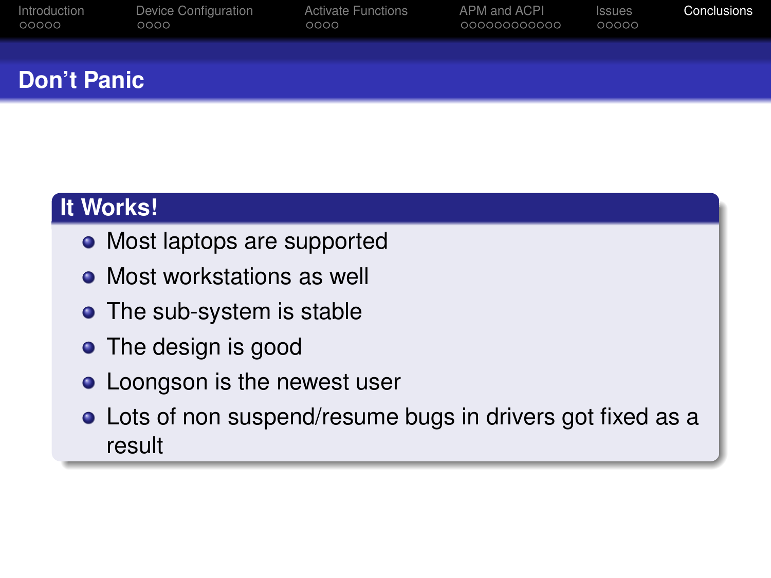## Don't Panic

### It Works!

- Most laptops are supported
- Most workstations as well
- The sub-system is stable
- The design is good
- Loongson is the newest user
- Lots of non suspend/resume bugs in drivers got fixed as a result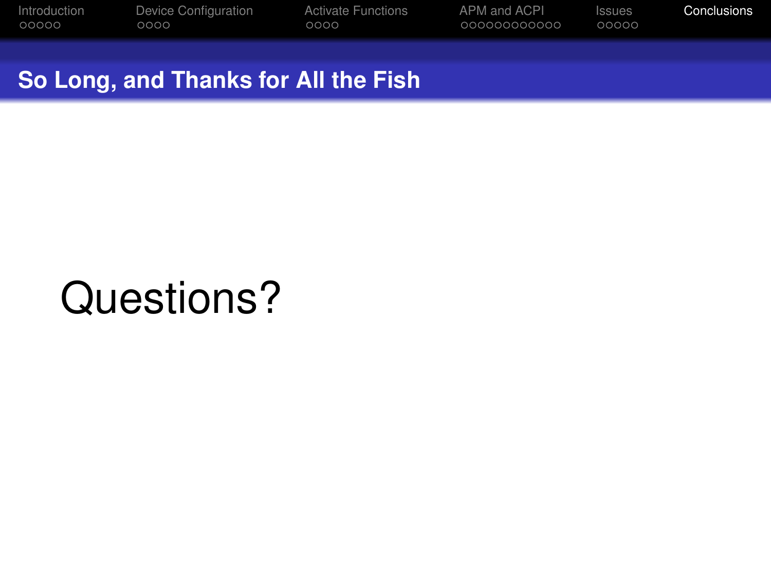## So Long, and Thanks for All the Fish

Questions?